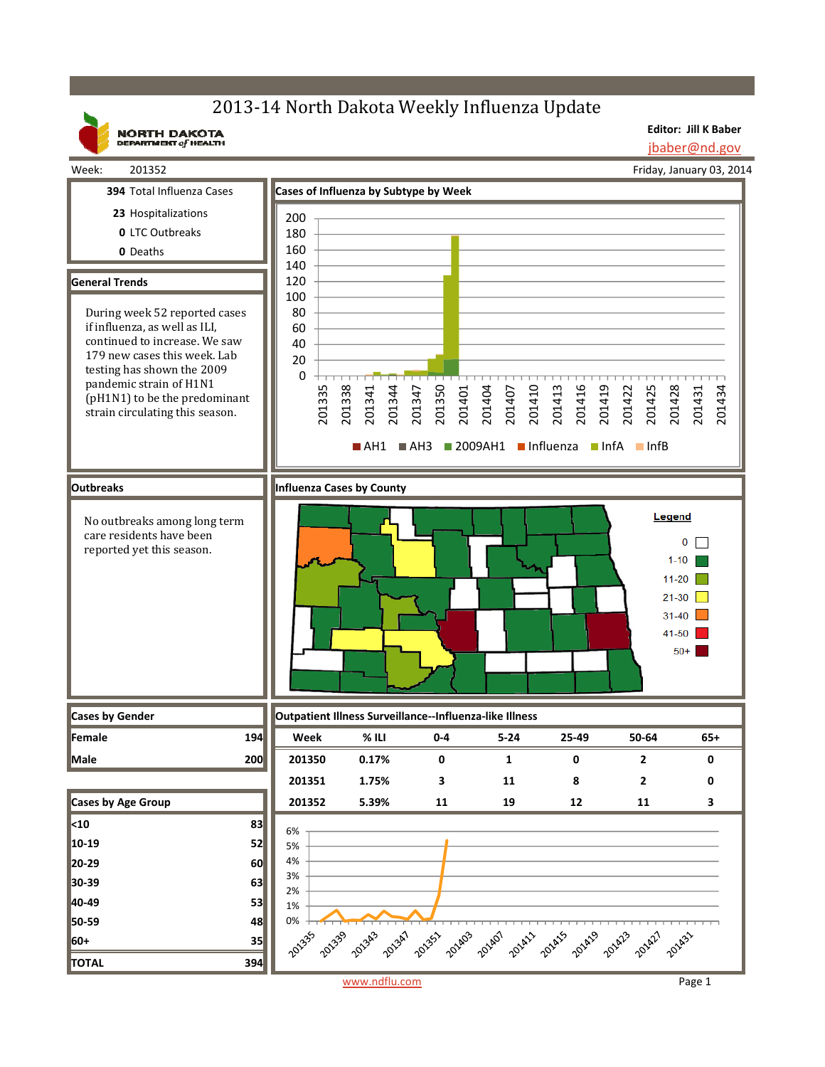# 2013-14 North Dakota Weekly Influenza Update

NORTH DAKOTA DEPARTMENT of HEALTH

**Editor: Jill K Baber**
jbaber@nd.gov

Week: 201352 — Friday, January 03, 2014

**394** Total Influenza Cases
**23** Hospitalizations
**0** LTC Outbreaks
**0** Deaths

## General Trends

During week 52 reported cases if influenza, as well as ILI, continued to increase. We saw 179 new cases this week. Lab testing has shown the 2009 pandemic strain of H1N1 (pH1N1) to be the predominant strain circulating this season.

## Cases of Influenza by Subtype by Week

Legend: AH1, AH3, 2009AH1, Influenza, InfA, InfB

## Outbreaks

No outbreaks among long term care residents have been reported yet this season.

## Influenza Cases by County

Legend: 0, 1-10, 11-20, 21-30, 31-40, 41-50, 50+

## Cases by Gender

| | |
|---|---|
| Female | 194 |
| Male | 200 |

## Cases by Age Group

| | |
|---|---|
| <10 | 83 |
| 10-19 | 52 |
| 20-29 | 60 |
| 30-39 | 63 |
| 40-49 | 53 |
| 50-59 | 48 |
| 60+ | 35 |
| TOTAL | 394 |

## Outpatient Illness Surveillance--Influenza-like Illness

| Week | % ILI | 0-4 | 5-24 | 25-49 | 50-64 | 65+ |
|---|---|---|---|---|---|---|
| 201350 | 0.17% | 0 | 1 | 0 | 2 | 0 |
| 201351 | 1.75% | 3 | 11 | 8 | 2 | 0 |
| 201352 | 5.39% | 11 | 19 | 12 | 11 | 3 |

www.ndflu.com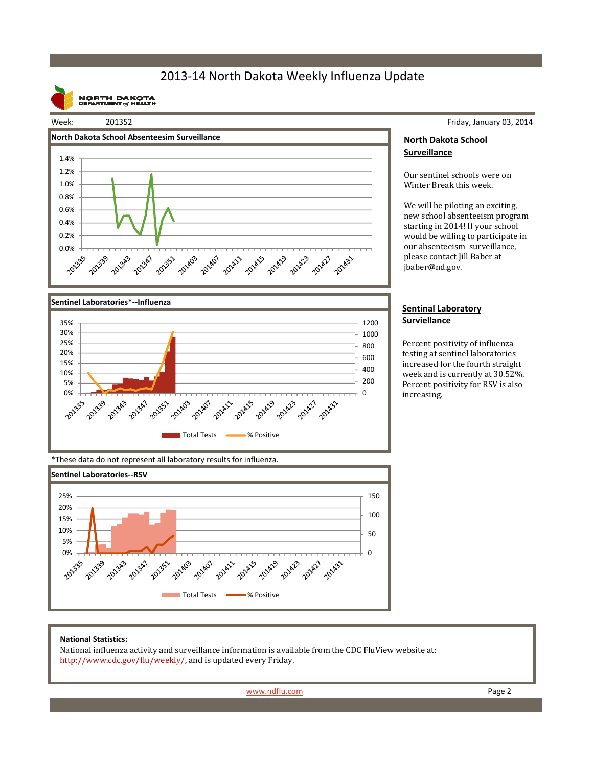# 2013-14 North Dakota Weekly Influenza Update

NORTH DAKOTA DEPARTMENT of HEALTH

Week: 201352

Friday, January 03, 2014

## North Dakota School Absenteesim Surveillance

1.4%
1.2%
1.0%
0.8%
0.6%
0.4%
0.2%
0.0%

201335 201339 201343 201347 201351 201403 201407 201411 201415 201419 201423 201427 201431

## Sentinel Laboratories*--Influenza

35% 30% 25% 20% 15% 10% 5% 0%

1200 1000 800 600 400 200 0

201335 201339 201343 201347 201351 201403 201407 201411 201415 201419 201423 201427 201431

Total Tests
% Positive

*These data do not represent all laboratory results for influenza.

## Sentinel Laboratories--RSV

25% 20% 15% 10% 5% 0%

150 100 50 0

201335 201339 201343 201347 201351 201403 201407 201411 201415 201419 201423 201427 201431

Total Tests
% Positive

## North Dakota School Surveillance

Our sentinel schools were on Winter Break this week.

We will be piloting an exciting, new school absenteeism program starting in 2014! If your school would be willing to participate in our absenteeism surveillance, please contact Jill Baber at jbaber@nd.gov.

## Sentinal Laboratory Surviellance

Percent positivity of influenza testing at sentinel laboratories increased for the fourth straight week and is currently at 30.52%. Percent positivity for RSV is also increasing.

**National Statistics:**

National influenza activity and surveillance information is available from the CDC FluView website at: http://www.cdc.gov/flu/weekly/, and is updated every Friday.

www.ndflu.com